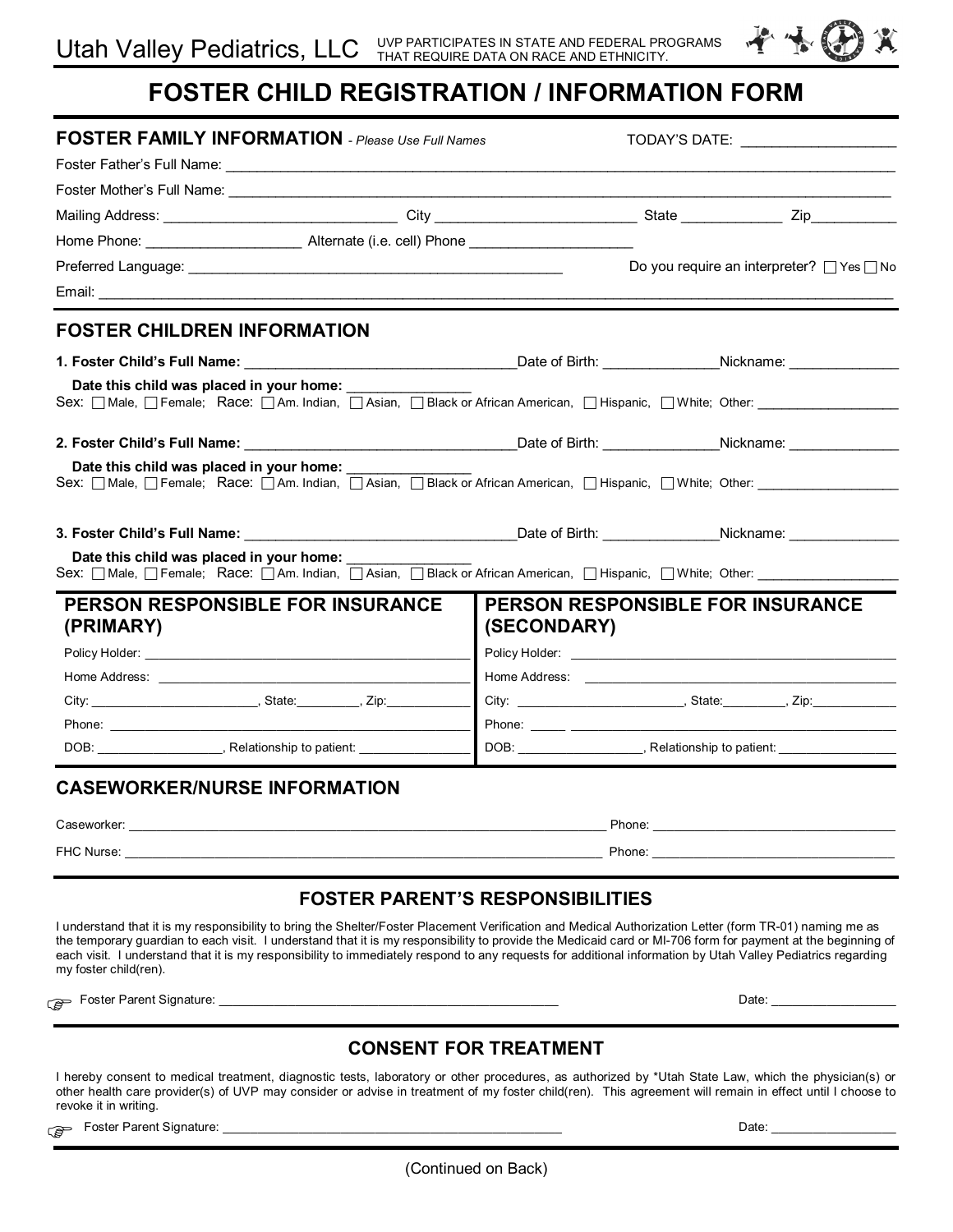Utah Valley Pediatrics, LLC — UVP PARTICIPATES IN STATE AND FEDERAL PROGRAMS THAT REQUIRE DATA ON RACE AND ETHNICITY.

# FOSTER CHILD REGISTRATION / INFORMATION FORM

## FOSTER FAMILY INFORMATION - *Please Use Full Names*

TODAY'S DATE: ____________________

Foster Father's Full Name: ______________________________________________

Foster Mother's Full Name: ______________________________________________

Mailing Address: ______________________________ City ___________________________ State _____________ Zip___________

Home Phone: ____________________ Alternate (i.e. cell) Phone _____________________

Preferred Language: __________________________________________________ Do you require an interpreter? ☐ Yes ☐ No

Email: ______________________________________________

## FOSTER CHILDREN INFORMATION

**1. Foster Child's Full Name:** ___________________________________ Date of Birth: _______________ Nickname: _______________

**Date this child was placed in your home:** ________________

Sex: ☐ Male, ☐ Female; Race: ☐ Am. Indian, ☐ Asian, ☐ Black or African American, ☐ Hispanic, ☐ White; Other: ___________________

**2. Foster Child's Full Name:** ___________________________________ Date of Birth: _______________ Nickname: _______________

**Date this child was placed in your home:** ________________

Sex: ☐ Male, ☐ Female; Race: ☐ Am. Indian, ☐ Asian, ☐ Black or African American, ☐ Hispanic, ☐ White; Other: ___________________

**3. Foster Child's Full Name:** ___________________________________ Date of Birth: _______________ Nickname: _______________

**Date this child was placed in your home:** ________________

Sex: ☐ Male, ☐ Female; Race: ☐ Am. Indian, ☐ Asian, ☐ Black or African American, ☐ Hispanic, ☐ White; Other: ___________________

| PERSON RESPONSIBLE FOR INSURANCE (PRIMARY) | PERSON RESPONSIBLE FOR INSURANCE (SECONDARY) |
|---|---|
| Policy Holder: ______________________________ | Policy Holder: ______________________________ |
| Home Address: ______________________________ | Home Address: ______________________________ |
| City: ________________________, State:_________, Zip:____________ | City: ________________________, State:_________, Zip:____________ |
| Phone: ______________________________ | Phone: _____ ______________________________ |
| DOB: __________________, Relationship to patient: ________________ | DOB: __________________, Relationship to patient: _________________ |

## CASEWORKER/NURSE INFORMATION

Caseworker: ______________________________________________ Phone: ____________________________________

FHC Nurse: ______________________________________________ Phone: ____________________________________

## FOSTER PARENT'S RESPONSIBILITIES

I understand that it is my responsibility to bring the Shelter/Foster Placement Verification and Medical Authorization Letter (form TR-01) naming me as the temporary guardian to each visit. I understand that it is my responsibility to provide the Medicaid card or MI-706 form for payment at the beginning of each visit. I understand that it is my responsibility to immediately respond to any requests for additional information by Utah Valley Pediatrics regarding my foster child(ren).

☞ Foster Parent Signature: ___________________________________________________ Date: __________________

## CONSENT FOR TREATMENT

I hereby consent to medical treatment, diagnostic tests, laboratory or other procedures, as authorized by *Utah State Law, which the physician(s) or other health care provider(s) of UVP may consider or advise in treatment of my foster child(ren). This agreement will remain in effect until I choose to revoke it in writing.

☞ Foster Parent Signature: ___________________________________________________ Date: __________________

(Continued on Back)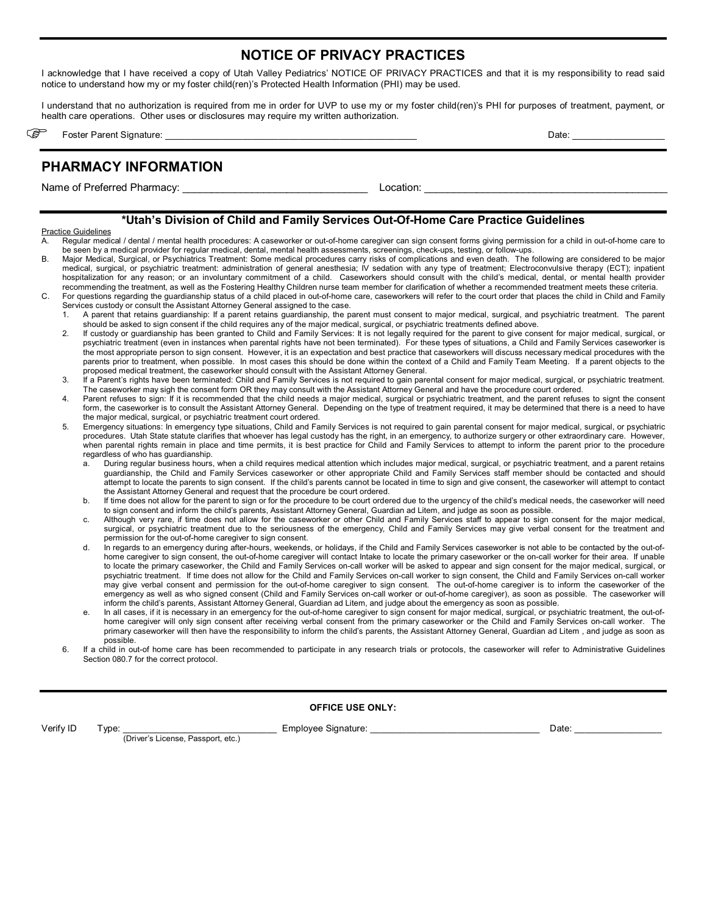## NOTICE OF PRIVACY PRACTICES

I acknowledge that I have received a copy of Utah Valley Pediatrics' NOTICE OF PRIVACY PRACTICES and that it is my responsibility to read said notice to understand how my or my foster child(ren)'s Protected Health Information (PHI) may be used.

I understand that no authorization is required from me in order for UVP to use my or my foster child(ren)'s PHI for purposes of treatment, payment, or health care operations. Other uses or disclosures may require my written authorization.

☞ Foster Parent Signature: ______________________________________________ Date: _________________

## PHARMACY INFORMATION

Name of Preferred Pharmacy: ______________________________ Location: ________________________________________

### *Utah's Division of Child and Family Services Out-Of-Home Care Practice Guidelines

Practice Guidelines

A. Regular medical / dental / mental health procedures: A caseworker or out-of-home caregiver can sign consent forms giving permission for a child in out-of-home care to be seen by a medical provider for regular medical, dental, mental health assessments, screenings, check-ups, testing, or follow-ups.

B. Major Medical, Surgical, or Psychiatrics Treatment: Some medical procedures carry risks of complications and even death. The following are considered to be major medical, surgical, or psychiatric treatment: administration of general anesthesia; IV sedation with any type of treatment; Electroconvulsive therapy (ECT); inpatient hospitalization for any reason; or an involuntary commitment of a child. Caseworkers should consult with the child's medical, dental, or mental health provider recommending the treatment, as well as the Fostering Healthy Children nurse team member for clarification of whether a recommended treatment meets these criteria.

C. For questions regarding the guardianship status of a child placed in out-of-home care, caseworkers will refer to the court order that places the child in Child and Family Services custody or consult the Assistant Attorney General assigned to the case.

1. A parent that retains guardianship: If a parent retains guardianship, the parent must consent to major medical, surgical, and psychiatric treatment. The parent should be asked to sign consent if the child requires any of the major medical, surgical, or psychiatric treatments defined above.
2. If custody or guardianship has been granted to Child and Family Services: It is not legally required for the parent to give consent for major medical, surgical, or psychiatric treatment (even in instances when parental rights have not been terminated). For these types of situations, a Child and Family Services caseworker is the most appropriate person to sign consent. However, it is an expectation and best practice that caseworkers will discuss necessary medical procedures with the parents prior to treatment, when possible. In most cases this should be done within the context of a Child and Family Team Meeting. If a parent objects to the proposed medical treatment, the caseworker should consult with the Assistant Attorney General.
3. If a Parent's rights have been terminated: Child and Family Services is not required to gain parental consent for major medical, surgical, or psychiatric treatment. The caseworker may sigh the consent form OR they may consult with the Assistant Attorney General and have the procedure court ordered.
4. Parent refuses to sign: If it is recommended that the child needs a major medical, surgical or psychiatric treatment, and the parent refuses to sight the consent form, the caseworker is to consult the Assistant Attorney General. Depending on the type of treatment required, it may be determined that there is a need to have the major medical, surgical, or psychiatric treatment court ordered.
5. Emergency situations: In emergency type situations, Child and Family Services is not required to gain parental consent for major medical, surgical, or psychiatric procedures. Utah State statute clarifies that whoever has legal custody has the right, in an emergency, to authorize surgery or other extraordinary care. However, when parental rights remain in place and time permits, it is best practice for Child and Family Services to attempt to inform the parent prior to the procedure regardless of who has guardianship.
   a. During regular business hours, when a child requires medical attention which includes major medical, surgical, or psychiatric treatment, and a parent retains guardianship, the Child and Family Services caseworker or other appropriate Child and Family Services staff member should be contacted and should attempt to locate the parents to sign consent. If the child's parents cannot be located in time to sign and give consent, the caseworker will attempt to contact the Assistant Attorney General and request that the procedure be court ordered.
   b. If time does not allow for the parent to sign or for the procedure to be court ordered due to the urgency of the child's medical needs, the caseworker will need to sign consent and inform the child's parents, Assistant Attorney General, Guardian ad Litem, and judge as soon as possible.
   c. Although very rare, if time does not allow for the caseworker or other Child and Family Services staff to appear to sign consent for the major medical, surgical, or psychiatric treatment due to the seriousness of the emergency, Child and Family Services may give verbal consent for the treatment and permission for the out-of-home caregiver to sign consent.
   d. In regards to an emergency during after-hours, weekends, or holidays, if the Child and Family Services caseworker is not able to be contacted by the out-of-home caregiver to sign consent, the out-of-home caregiver will contact Intake to locate the primary caseworker or the on-call worker for their area. If unable to locate the primary caseworker, the Child and Family Services on-call worker will be asked to appear and sign consent for the major medical, surgical, or psychiatric treatment. If time does not allow for the Child and Family Services on-call worker to sign consent, the Child and Family Services on-call worker may give verbal consent and permission for the out-of-home caregiver to sign consent. The out-of-home caregiver is to inform the caseworker of the emergency as well as who signed consent (Child and Family Services on-call worker or out-of-home caregiver), as soon as possible. The caseworker will inform the child's parents, Assistant Attorney General, Guardian ad Litem, and judge about the emergency as soon as possible.
   e. In all cases, if it is necessary in an emergency for the out-of-home caregiver to sign consent for major medical, surgical, or psychiatric treatment, the out-of-home caregiver will only sign consent after receiving verbal consent from the primary caseworker or the Child and Family Services on-call worker. The primary caseworker will then have the responsibility to inform the child's parents, the Assistant Attorney General, Guardian ad Litem , and judge as soon as possible.
6. If a child in out of home care has been recommended to participate in any research trials or protocols, the caseworker will refer to Administrative Guidelines Section 080.7 for the correct protocol.

**OFFICE USE ONLY:**

Verify ID Type: ____________________________ Employee Signature: ________________________________ Date: ________________

(Driver's License, Passport, etc.)